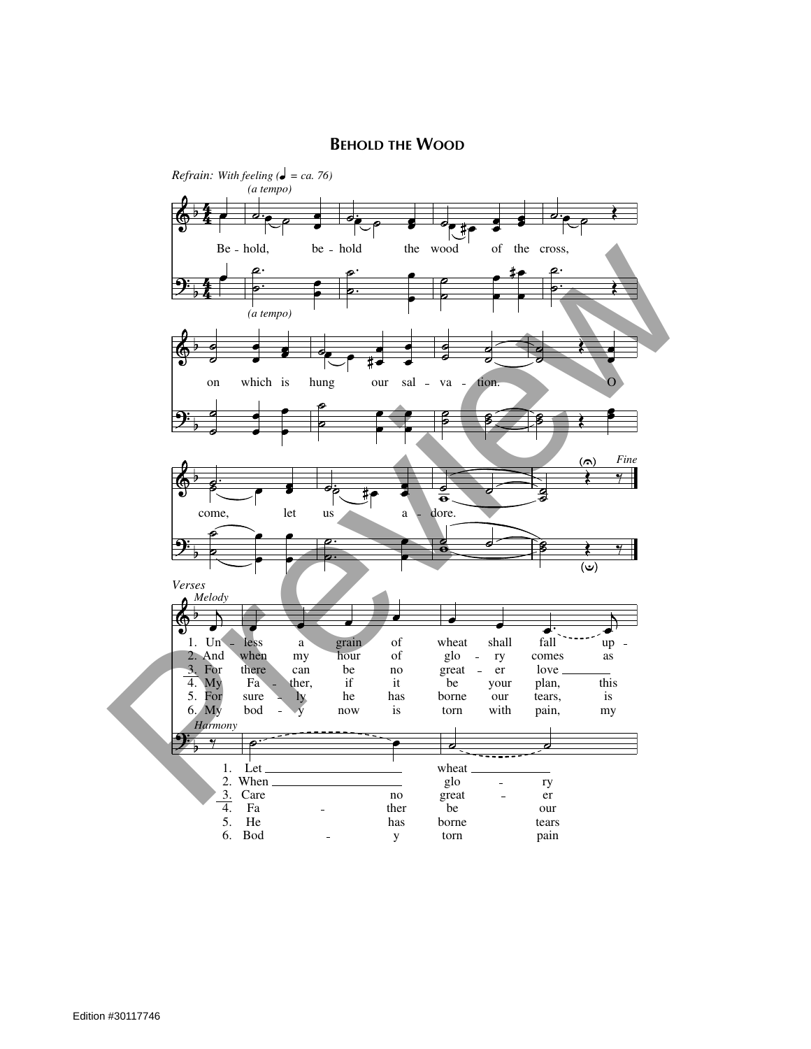# Behold the Wood

*Refrain: With feeling (♩ = ca. 76)*

*(a tempo)*

Be - hold, be - hold the wood of the cross,

on which is hung our sal - va - tion. O

come, let us a - dore.

*Fine*

*Verses*

*Melody*

1. Un - less a grain of wheat shall fall up -
2. And when my hour of glo - ry comes as
3. For there can be no great - er love
4. My Fa - ther, if it be your plan, this
5. For sure - ly he has borne our tears, is
6. My bod - y now is torn with pain, my

*Harmony*

1. Let wheat
2. When glo - ry
3. Care no great - er
4. Fa - ther be our
5. He has borne tears
6. Bod - y torn pain

Edition #30117746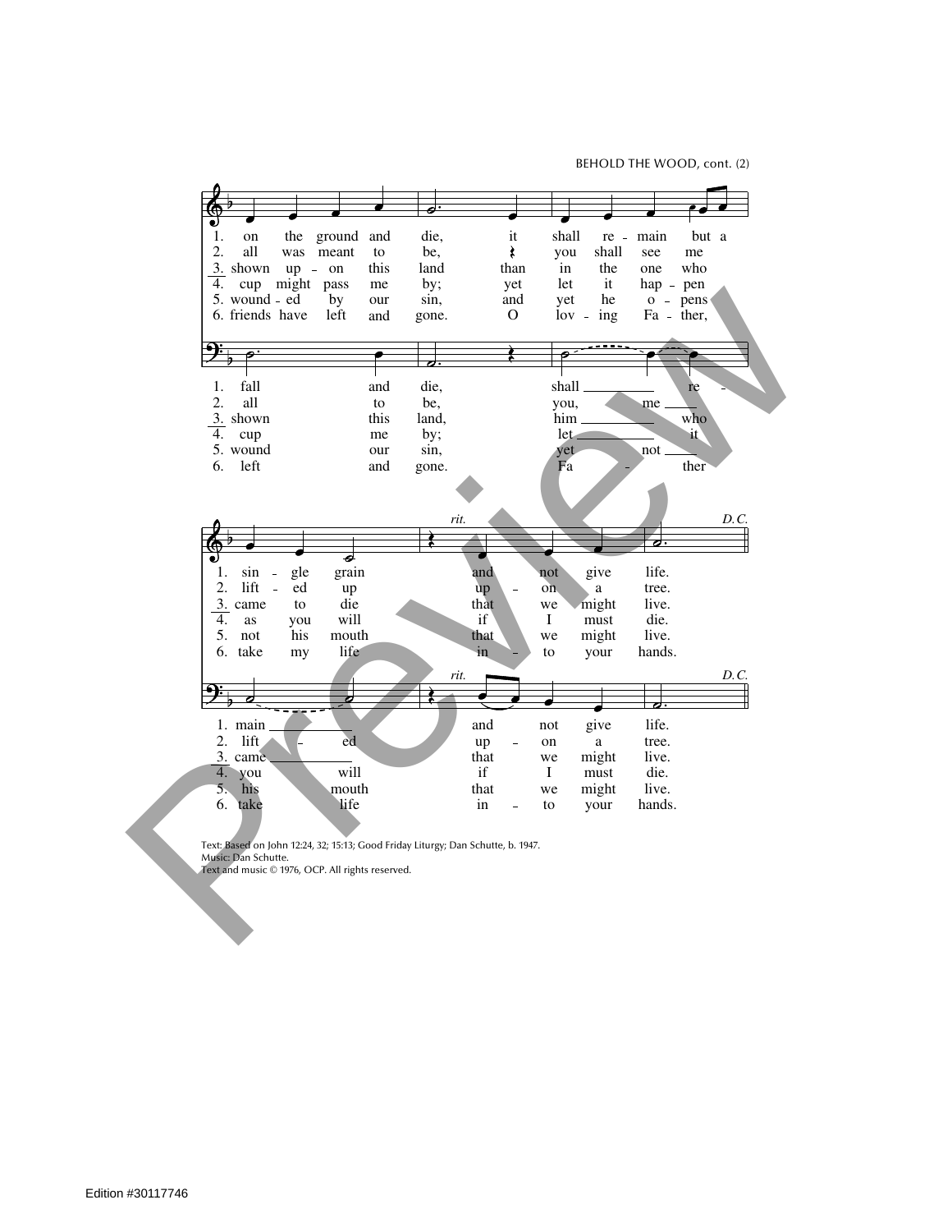1. on the ground and die, it shall re - main but a
2. all was meant to be, you shall see me
3. shown up - on this land than in the one who
4. cup might pass me by; yet let it hap - pen
5. wound - ed by our sin, and yet he o - pens
6. friends have left and gone. O lov - ing Fa - ther,

1. fall and die, shall re -
2. all to be, you, me
3. shown this land, him who
4. cup me by; let it
5. wound our sin, yet not
6. left and gone. Fa - ther

*rit.* *D.C.*

1. sin - gle grain and not give life.
2. lift - ed up up - on a tree.
3. came to die that we might live.
4. as you will if I must die.
5. not his mouth that we might live.
6. take my life in - to your hands.

*rit.* *D.C.*

1. main and not give life.
2. lift - ed up - on a tree.
3. came that we might live.
4. you will if I must die.
5. his mouth that we might live.
6. take life in - to your hands.

Text: Based on John 12:24, 32; 15:13; Good Friday Liturgy; Dan Schutte, b. 1947.
Music: Dan Schutte.
Text and music © 1976, OCP. All rights reserved.

Edition #30117746